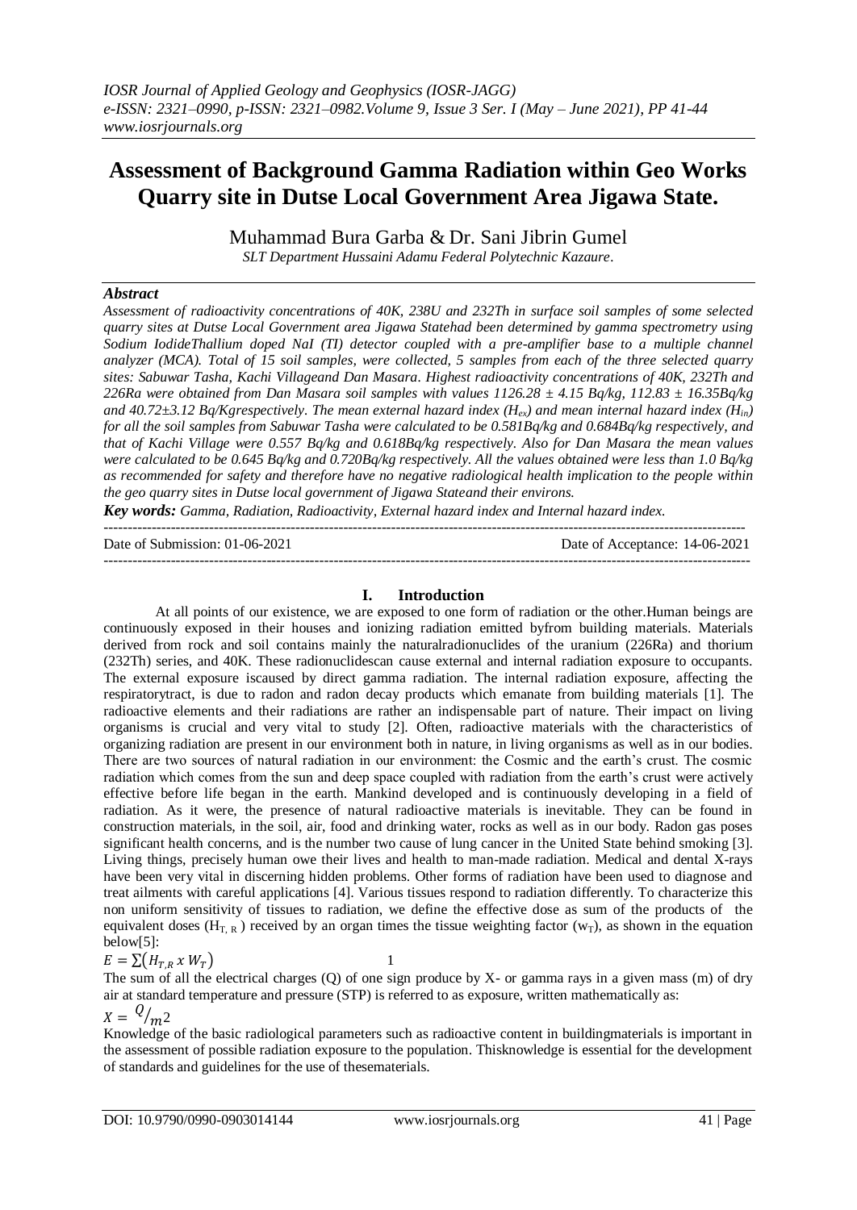# Assessment of Background Gamma Radiation within Geo Works Quarry site in Dutse Local Government Area Jigawa State.

Muhammad Bura Garba & Dr. Sani Jibrin Gumel

*SLT Department Hussaini Adamu Federal Polytechnic Kazaure.*

### *Abstract*

*Assessment of radioactivity concentrations of 40K, 238U and 232Th in surface soil samples of some selected quarry sites at Dutse Local Government area Jigawa Statehad been determined by gamma spectrometry using Sodium IodideThallium doped NaI (TI) detector coupled with a pre-amplifier base to a multiple channel analyzer (MCA). Total of 15 soil samples, were collected, 5 samples from each of the three selected quarry sites: Sabuwar Tasha, Kachi Villageand Dan Masara. Highest radioactivity concentrations of 40K, 232Th and 226Ra were obtained from Dan Masara soil samples with values 1126.28 ± 4.15 Bq/kg, 112.83 ± 16.35Bq/kg and 40.72±3.12 Bq/Kgrespectively. The mean external hazard index ($H_{ex}$) and mean internal hazard index ($H_{in}$) for all the soil samples from Sabuwar Tasha were calculated to be 0.581Bq/kg and 0.684Bq/kg respectively, and that of Kachi Village were 0.557 Bq/kg and 0.618Bq/kg respectively. Also for Dan Masara the mean values were calculated to be 0.645 Bq/kg and 0.720Bq/kg respectively. All the values obtained were less than 1.0 Bq/kg as recommended for safety and therefore have no negative radiological health implication to the people within the geo quarry sites in Dutse local government of Jigawa Stateand their environs.*

***Key words:*** *Gamma, Radiation, Radioactivity, External hazard index and Internal hazard index.*

---

Date of Submission: 01-06-2021 | Date of Acceptance: 14-06-2021

---

## I. Introduction

At all points of our existence, we are exposed to one form of radiation or the other.Human beings are continuously exposed in their houses and ionizing radiation emitted byfrom building materials. Materials derived from rock and soil contains mainly the naturalradionuclides of the uranium (226Ra) and thorium (232Th) series, and 40K. These radionuclidescan cause external and internal radiation exposure to occupants. The external exposure iscaused by direct gamma radiation. The internal radiation exposure, affecting the respiratorytract, is due to radon and radon decay products which emanate from building materials [1]. The radioactive elements and their radiations are rather an indispensable part of nature. Their impact on living organisms is crucial and very vital to study [2]. Often, radioactive materials with the characteristics of organizing radiation are present in our environment both in nature, in living organisms as well as in our bodies. There are two sources of natural radiation in our environment: the Cosmic and the earth's crust. The cosmic radiation which comes from the sun and deep space coupled with radiation from the earth's crust were actively effective before life began in the earth. Mankind developed and is continuously developing in a field of radiation. As it were, the presence of natural radioactive materials is inevitable. They can be found in construction materials, in the soil, air, food and drinking water, rocks as well as in our body. Radon gas poses significant health concerns, and is the number two cause of lung cancer in the United State behind smoking [3]. Living things, precisely human owe their lives and health to man-made radiation. Medical and dental X-rays have been very vital in discerning hidden problems. Other forms of radiation have been used to diagnose and treat ailments with careful applications [4]. Various tissues respond to radiation differently. To characterize this non uniform sensitivity of tissues to radiation, we define the effective dose as sum of the products of the equivalent doses ($H_{T,R}$) received by an organ times the tissue weighting factor ($w_T$), as shown in the equation below[5]:

$$E = \sum(H_{T,R} \, x \, W_T) \qquad 1$$

The sum of all the electrical charges (Q) of one sign produce by X- or gamma rays in a given mass (m) of dry air at standard temperature and pressure (STP) is referred to as exposure, written mathematically as:

$$X = {}^{Q}/_{m} 2$$

Knowledge of the basic radiological parameters such as radioactive content in buildingmaterials is important in the assessment of possible radiation exposure to the population. Thisknowledge is essential for the development of standards and guidelines for the use of thesematerials.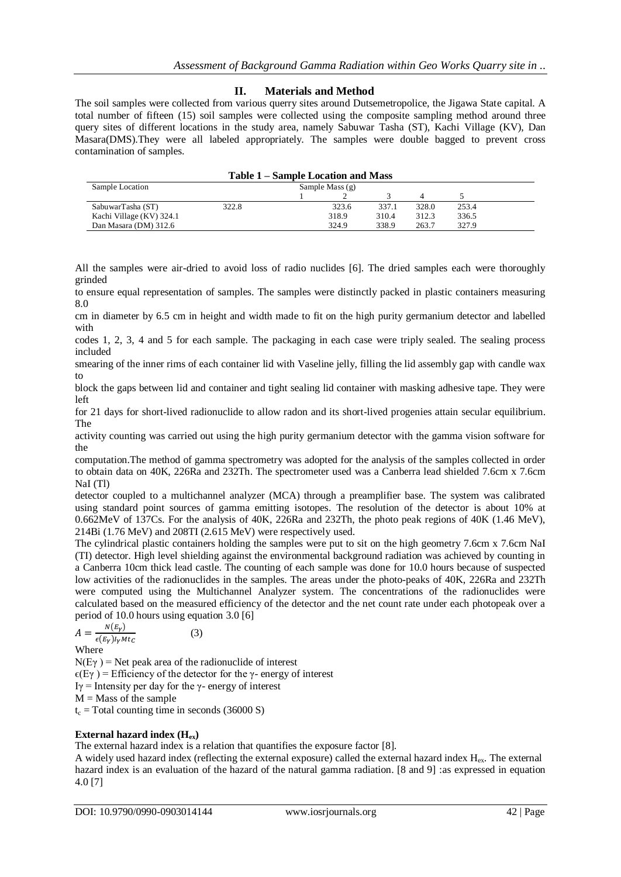## II. Materials and Method

The soil samples were collected from various querry sites around Dutsemetropolice, the Jigawa State capital. A total number of fifteen (15) soil samples were collected using the composite sampling method around three query sites of different locations in the study area, namely Sabuwar Tasha (ST), Kachi Village (KV), Dan Masara(DMS).They were all labeled appropriately. The samples were double bagged to prevent cross contamination of samples.

**Table 1 – Sample Location and Mass**

| Sample Location | Sample Mass (g) | | | | |
|---|---|---|---|---|---|
| | 1 | 2 | 3 | 4 | 5 |
| SabuwarTasha (ST) | 322.8 | 323.6 | 337.1 | 328.0 | 253.4 |
| Kachi Village (KV) 324.1 | | 318.9 | 310.4 | 312.3 | 336.5 |
| Dan Masara (DM) 312.6 | | 324.9 | 338.9 | 263.7 | 327.9 |

All the samples were air-dried to avoid loss of radio nuclides [6]. The dried samples each were thoroughly grinded to ensure equal representation of samples. The samples were distinctly packed in plastic containers measuring 8.0 cm in diameter by 6.5 cm in height and width made to fit on the high purity germanium detector and labelled with codes 1, 2, 3, 4 and 5 for each sample. The packaging in each case were triply sealed. The sealing process included smearing of the inner rims of each container lid with Vaseline jelly, filling the lid assembly gap with candle wax to block the gaps between lid and container and tight sealing lid container with masking adhesive tape. They were left for 21 days for short-lived radionuclide to allow radon and its short-lived progenies attain secular equilibrium. The activity counting was carried out using the high purity germanium detector with the gamma vision software for the computation.The method of gamma spectrometry was adopted for the analysis of the samples collected in order to obtain data on 40K, 226Ra and 232Th. The spectrometer used was a Canberra lead shielded 7.6cm x 7.6cm NaI (Tl) detector coupled to a multichannel analyzer (MCA) through a preamplifier base. The system was calibrated using standard point sources of gamma emitting isotopes. The resolution of the detector is about 10% at 0.662MeV of 137Cs. For the analysis of 40K, 226Ra and 232Th, the photo peak regions of 40K (1.46 MeV), 214Bi (1.76 MeV) and 208TI (2.615 MeV) were respectively used.

The cylindrical plastic containers holding the samples were put to sit on the high geometry 7.6cm x 7.6cm NaI (TI) detector. High level shielding against the environmental background radiation was achieved by counting in a Canberra 10cm thick lead castle. The counting of each sample was done for 10.0 hours because of suspected low activities of the radionuclides in the samples. The areas under the photo-peaks of 40K, 226Ra and 232Th were computed using the Multichannel Analyzer system. The concentrations of the radionuclides were calculated based on the measured efficiency of the detector and the net count rate under each photopeak over a period of 10.0 hours using equation 3.0 [6]

$$A = \frac{N(E_\gamma)}{\epsilon(E_\gamma) I_\gamma M t_C} \qquad (3)$$

Where

$N(E\gamma)$ = Net peak area of the radionuclide of interest

$\epsilon(E\gamma)$ = Efficiency of the detector for the $\gamma$- energy of interest

$I\gamma$ = Intensity per day for the $\gamma$- energy of interest

$M$ = Mass of the sample

$t_c$ = Total counting time in seconds (36000 S)

**External hazard index ($H_{ex}$)**

The external hazard index is a relation that quantifies the exposure factor [8].

A widely used hazard index (reflecting the external exposure) called the external hazard index $H_{ex}$. The external hazard index is an evaluation of the hazard of the natural gamma radiation. [8 and 9] :as expressed in equation 4.0 [7]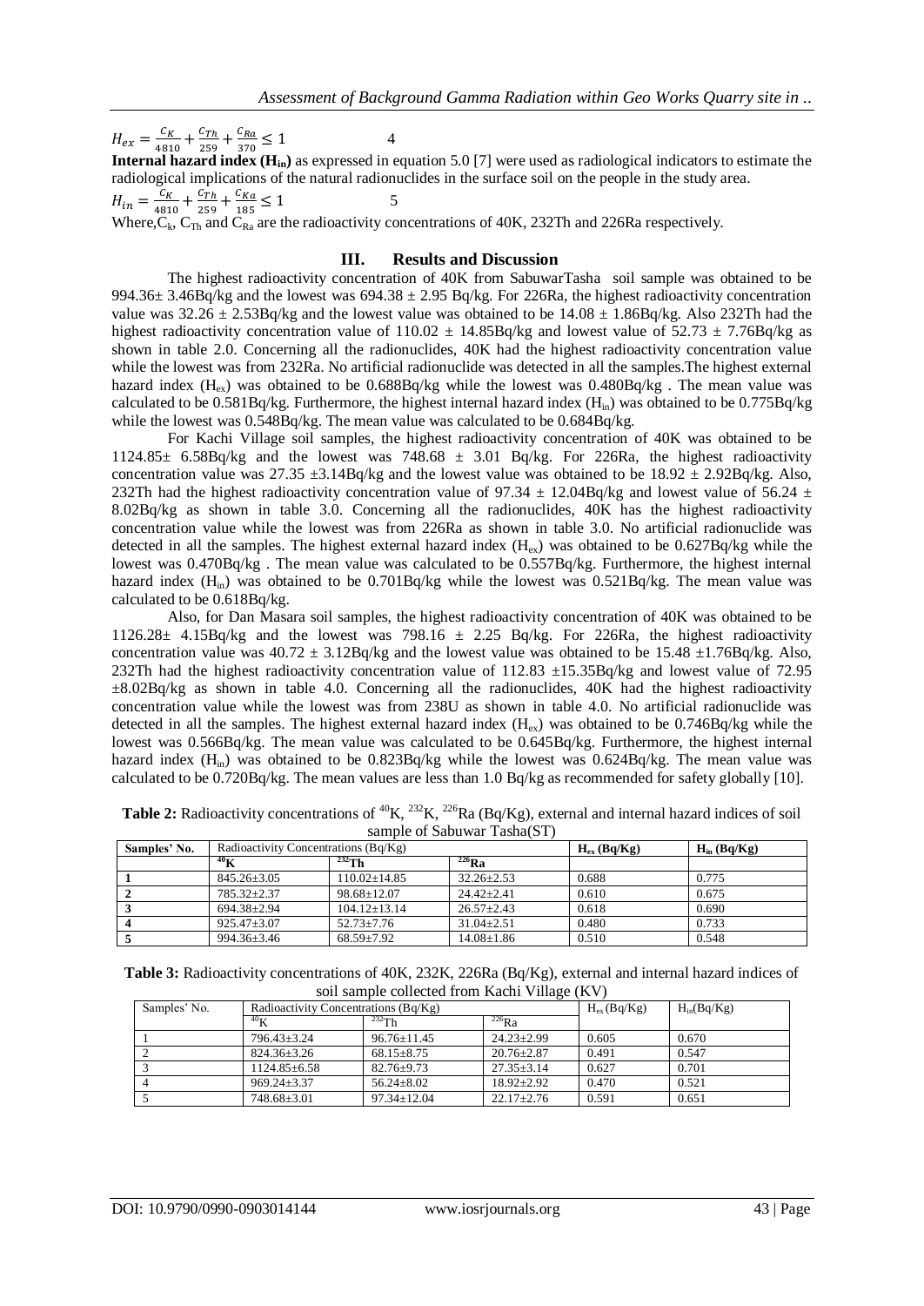$$H_{ex} = \frac{C_K}{4810} + \frac{C_{Th}}{259} + \frac{C_{Ra}}{370} \leq 1 \qquad 4$$

**Internal hazard index ($H_{in}$)** as expressed in equation 5.0 [7] were used as radiological indicators to estimate the radiological implications of the natural radionuclides in the surface soil on the people in the study area.

$$H_{in} = \frac{C_K}{4810} + \frac{C_{Th}}{259} + \frac{C_{Ka}}{185} \leq 1 \qquad 5$$

Where, $C_k$, $C_{Th}$ and $C_{Ra}$ are the radioactivity concentrations of 40K, 232Th and 226Ra respectively.

## III. Results and Discussion

The highest radioactivity concentration of 40K from SabuwarTasha soil sample was obtained to be 994.36± 3.46Bq/kg and the lowest was 694.38 ± 2.95 Bq/kg. For 226Ra, the highest radioactivity concentration value was 32.26 ± 2.53Bq/kg and the lowest value was obtained to be 14.08 ± 1.86Bq/kg. Also 232Th had the highest radioactivity concentration value of 110.02 ± 14.85Bq/kg and lowest value of 52.73 ± 7.76Bq/kg as shown in table 2.0. Concerning all the radionuclides, 40K had the highest radioactivity concentration value while the lowest was from 232Ra. No artificial radionuclide was detected in all the samples.The highest external hazard index ($H_{ex}$) was obtained to be 0.688Bq/kg while the lowest was 0.480Bq/kg . The mean value was calculated to be 0.581Bq/kg. Furthermore, the highest internal hazard index ($H_{in}$) was obtained to be 0.775Bq/kg while the lowest was 0.548Bq/kg. The mean value was calculated to be 0.684Bq/kg.

For Kachi Village soil samples, the highest radioactivity concentration of 40K was obtained to be 1124.85± 6.58Bq/kg and the lowest was 748.68 ± 3.01 Bq/kg. For 226Ra, the highest radioactivity concentration value was 27.35 ±3.14Bq/kg and the lowest value was obtained to be 18.92 ± 2.92Bq/kg. Also, 232Th had the highest radioactivity concentration value of 97.34 ± 12.04Bq/kg and lowest value of 56.24 ± 8.02Bq/kg as shown in table 3.0. Concerning all the radionuclides, 40K has the highest radioactivity concentration value while the lowest was from 226Ra as shown in table 3.0. No artificial radionuclide was detected in all the samples. The highest external hazard index ($H_{ex}$) was obtained to be 0.627Bq/kg while the lowest was 0.470Bq/kg . The mean value was calculated to be 0.557Bq/kg. Furthermore, the highest internal hazard index ($H_{in}$) was obtained to be 0.701Bq/kg while the lowest was 0.521Bq/kg. The mean value was calculated to be 0.618Bq/kg.

Also, for Dan Masara soil samples, the highest radioactivity concentration of 40K was obtained to be 1126.28± 4.15Bq/kg and the lowest was 798.16 ± 2.25 Bq/kg. For 226Ra, the highest radioactivity concentration value was 40.72 ± 3.12Bq/kg and the lowest value was obtained to be 15.48 ±1.76Bq/kg. Also, 232Th had the highest radioactivity concentration value of 112.83 ±15.35Bq/kg and lowest value of 72.95 ±8.02Bq/kg as shown in table 4.0. Concerning all the radionuclides, 40K had the highest radioactivity concentration value while the lowest was from 238U as shown in table 4.0. No artificial radionuclide was detected in all the samples. The highest external hazard index ($H_{ex}$) was obtained to be 0.746Bq/kg while the lowest was 0.566Bq/kg. The mean value was calculated to be 0.645Bq/kg. Furthermore, the highest internal hazard index ($H_{in}$) was obtained to be 0.823Bq/kg while the lowest was 0.624Bq/kg. The mean value was calculated to be 0.720Bq/kg. The mean values are less than 1.0 Bq/kg as recommended for safety globally [10].

**Table 2:** Radioactivity concentrations of $^{40}$K, $^{232}$K, $^{226}$Ra (Bq/Kg), external and internal hazard indices of soil sample of Sabuwar Tasha(ST)

| Samples' No. | Radioactivity Concentrations (Bq/Kg) | | | $H_{ex}$ (Bq/Kg) | $H_{in}$ (Bq/Kg) |
|---|---|---|---|---|---|
| | $^{40}$K | $^{232}$Th | $^{226}$Ra | | |
| 1 | 845.26±3.05 | 110.02±14.85 | 32.26±2.53 | 0.688 | 0.775 |
| 2 | 785.32±2.37 | 98.68±12.07 | 24.42±2.41 | 0.610 | 0.675 |
| 3 | 694.38±2.94 | 104.12±13.14 | 26.57±2.43 | 0.618 | 0.690 |
| 4 | 925.47±3.07 | 52.73±7.76 | 31.04±2.51 | 0.480 | 0.733 |
| 5 | 994.36±3.46 | 68.59±7.92 | 14.08±1.86 | 0.510 | 0.548 |

**Table 3:** Radioactivity concentrations of 40K, 232K, 226Ra (Bq/Kg), external and internal hazard indices of soil sample collected from Kachi Village (KV)

| Samples' No. | Radioactivity Concentrations (Bq/Kg) | | | $H_{ex}$ (Bq/Kg) | $H_{in}$(Bq/Kg) |
|---|---|---|---|---|---|
| | $^{40}$K | $^{232}$Th | $^{226}$Ra | | |
| 1 | 796.43±3.24 | 96.76±11.45 | 24.23±2.99 | 0.605 | 0.670 |
| 2 | 824.36±3.26 | 68.15±8.75 | 20.76±2.87 | 0.491 | 0.547 |
| 3 | 1124.85±6.58 | 82.76±9.73 | 27.35±3.14 | 0.627 | 0.701 |
| 4 | 969.24±3.37 | 56.24±8.02 | 18.92±2.92 | 0.470 | 0.521 |
| 5 | 748.68±3.01 | 97.34±12.04 | 22.17±2.76 | 0.591 | 0.651 |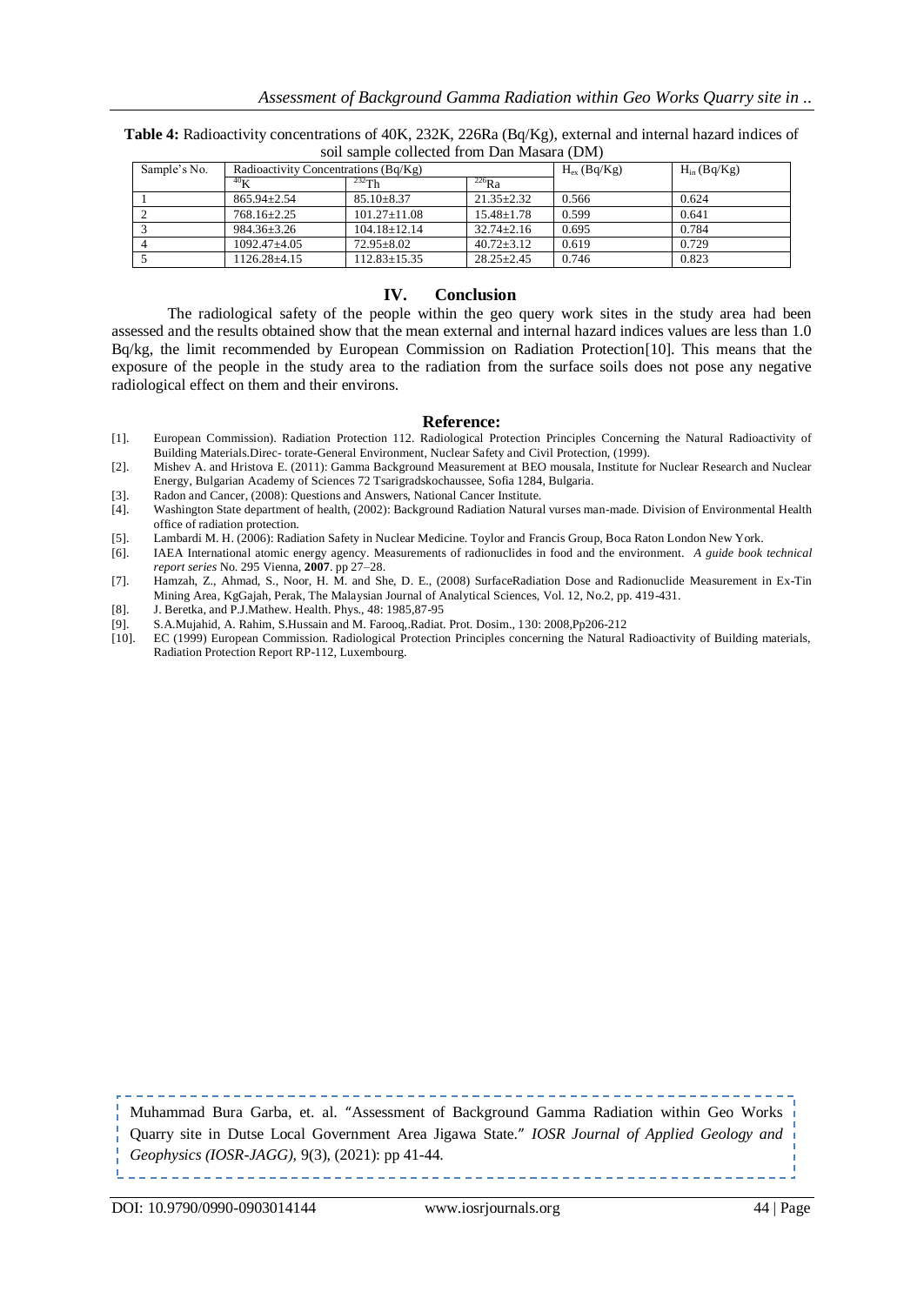**Table 4:** Radioactivity concentrations of 40K, 232K, 226Ra (Bq/Kg), external and internal hazard indices of soil sample collected from Dan Masara (DM)

| Sample's No. | Radioactivity Concentrations (Bq/Kg) | | | $H_{ex}$ (Bq/Kg) | $H_{in}$ (Bq/Kg) |
|---|---|---|---|---|---|
| | $^{40}$K | $^{232}$Th | $^{226}$Ra | | |
| 1 | 865.94±2.54 | 85.10±8.37 | 21.35±2.32 | 0.566 | 0.624 |
| 2 | 768.16±2.25 | 101.27±11.08 | 15.48±1.78 | 0.599 | 0.641 |
| 3 | 984.36±3.26 | 104.18±12.14 | 32.74±2.16 | 0.695 | 0.784 |
| 4 | 1092.47±4.05 | 72.95±8.02 | 40.72±3.12 | 0.619 | 0.729 |
| 5 | 1126.28±4.15 | 112.83±15.35 | 28.25±2.45 | 0.746 | 0.823 |

## IV. Conclusion

The radiological safety of the people within the geo query work sites in the study area had been assessed and the results obtained show that the mean external and internal hazard indices values are less than 1.0 Bq/kg, the limit recommended by European Commission on Radiation Protection[10]. This means that the exposure of the people in the study area to the radiation from the surface soils does not pose any negative radiological effect on them and their environs.

## Reference:

[1]. European Commission). Radiation Protection 112. Radiological Protection Principles Concerning the Natural Radioactivity of Building Materials.Direc- torate-General Environment, Nuclear Safety and Civil Protection, (1999).

[2]. Mishev A. and Hristova E. (2011): Gamma Background Measurement at BEO mousala, Institute for Nuclear Research and Nuclear Energy, Bulgarian Academy of Sciences 72 Tsarigradskochaussee, Sofia 1284, Bulgaria.

[3]. Radon and Cancer, (2008): Questions and Answers, National Cancer Institute.

[4]. Washington State department of health, (2002): Background Radiation Natural vurses man-made. Division of Environmental Health office of radiation protection.

[5]. Lambardi M. H. (2006): Radiation Safety in Nuclear Medicine. Toylor and Francis Group, Boca Raton London New York.

[6]. IAEA International atomic energy agency. Measurements of radionuclides in food and the environment. *A guide book technical report series* No. 295 Vienna, **2007**. pp 27–28.

[7]. Hamzah, Z., Ahmad, S., Noor, H. M. and She, D. E., (2008) SurfaceRadiation Dose and Radionuclide Measurement in Ex-Tin Mining Area, KgGajah, Perak, The Malaysian Journal of Analytical Sciences, Vol. 12, No.2, pp. 419-431.

[8]. J. Beretka, and P.J.Mathew. Health. Phys., 48: 1985,87-95

[9]. S.A.Mujahid, A. Rahim, S.Hussain and M. Farooq,.Radiat. Prot. Dosim., 130: 2008,Pp206-212

[10]. EC (1999) European Commission. Radiological Protection Principles concerning the Natural Radioactivity of Building materials, Radiation Protection Report RP-112, Luxembourg.

Muhammad Bura Garba, et. al. "Assessment of Background Gamma Radiation within Geo Works Quarry site in Dutse Local Government Area Jigawa State." *IOSR Journal of Applied Geology and Geophysics (IOSR-JAGG)*, 9(3), (2021): pp 41-44.